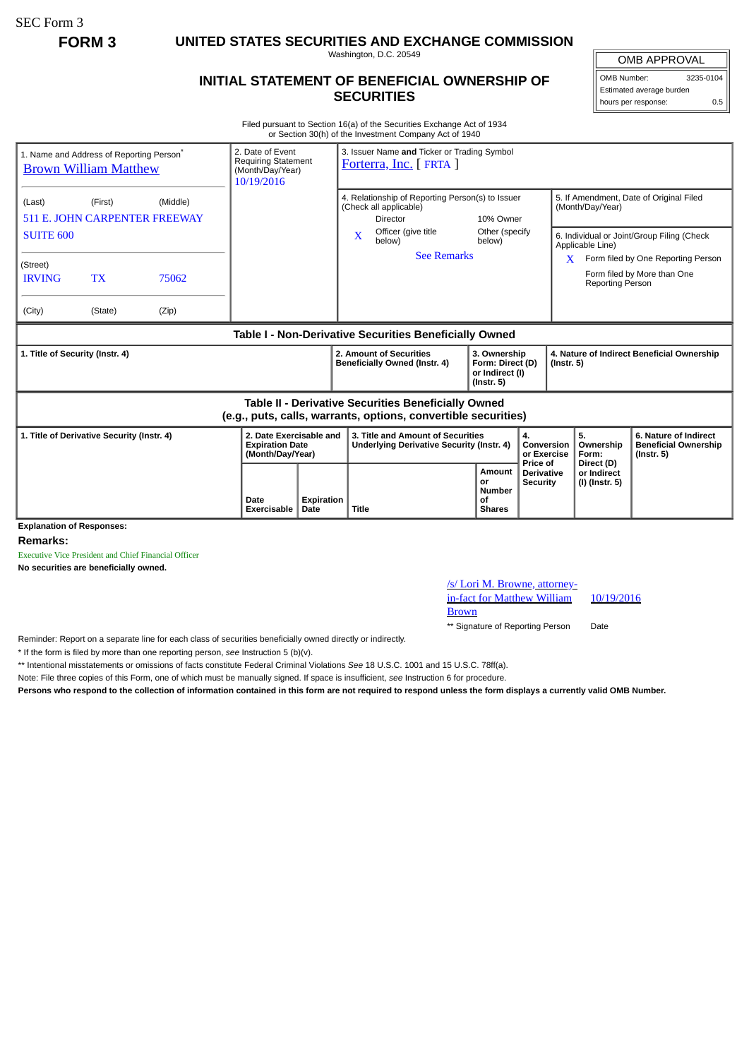SEC Form 3

**FORM 3**

# UNITED STATES SECURITIES AND EXCHANGE COMMISSION

Washington, D.C. 20549

## INITIAL STATEMENT OF BENEFICIAL OWNERSHIP OF SECURITIES

| OMB APPROVAL | |
|---|---|
| OMB Number: | 3235-0104 |
| Estimated average burden hours per response: | 0.5 |

Filed pursuant to Section 16(a) of the Securities Exchange Act of 1934 or Section 30(h) of the Investment Company Act of 1940

| | | |
|---|---|---|
| 1. Name and Address of Reporting Person* Brown William Matthew (Last) (First) (Middle) 511 E. JOHN CARPENTER FREEWAY SUITE 600 (Street) IRVING TX 75062 (City) (State) (Zip) | 2. Date of Event Requiring Statement (Month/Day/Year) 10/19/2016 | 3. Issuer Name **and** Ticker or Trading Symbol Forterra, Inc. [ FRTA ] |
| | | 4. Relationship of Reporting Person(s) to Issuer (Check all applicable) Director; 10% Owner; X Officer (give title below); Other (specify below) See Remarks |
| | | 5. If Amendment, Date of Original Filed (Month/Day/Year) |
| | | 6. Individual or Joint/Group Filing (Check Applicable Line) X Form filed by One Reporting Person; Form filed by More than One Reporting Person |

### Table I - Non-Derivative Securities Beneficially Owned

| 1. Title of Security (Instr. 4) | 2. Amount of Securities Beneficially Owned (Instr. 4) | 3. Ownership Form: Direct (D) or Indirect (I) (Instr. 5) | 4. Nature of Indirect Beneficial Ownership (Instr. 5) |
|---|---|---|---|

### Table II - Derivative Securities Beneficially Owned (e.g., puts, calls, warrants, options, convertible securities)

| 1. Title of Derivative Security (Instr. 4) | 2. Date Exercisable and Expiration Date (Month/Day/Year) | | 3. Title and Amount of Securities Underlying Derivative Security (Instr. 4) | | 4. Conversion or Exercise Price of Derivative Security | 5. Ownership Form: Direct (D) or Indirect (I) (Instr. 5) | 6. Nature of Indirect Beneficial Ownership (Instr. 5) |
|---|---|---|---|---|---|---|---|
| | Date Exercisable | Expiration Date | Title | Amount or Number of Shares | | | |

**Explanation of Responses:**

**Remarks:**

Executive Vice President and Chief Financial Officer

**No securities are beneficially owned.**

| /s/ Lori M. Browne, attorney-in-fact for Matthew William Brown | 10/19/2016 |
|---|---|
| ** Signature of Reporting Person | Date |

Reminder: Report on a separate line for each class of securities beneficially owned directly or indirectly.

* If the form is filed by more than one reporting person, *see* Instruction 5 (b)(v).

** Intentional misstatements or omissions of facts constitute Federal Criminal Violations *See* 18 U.S.C. 1001 and 15 U.S.C. 78ff(a).

Note: File three copies of this Form, one of which must be manually signed. If space is insufficient, *see* Instruction 6 for procedure.

**Persons who respond to the collection of information contained in this form are not required to respond unless the form displays a currently valid OMB Number.**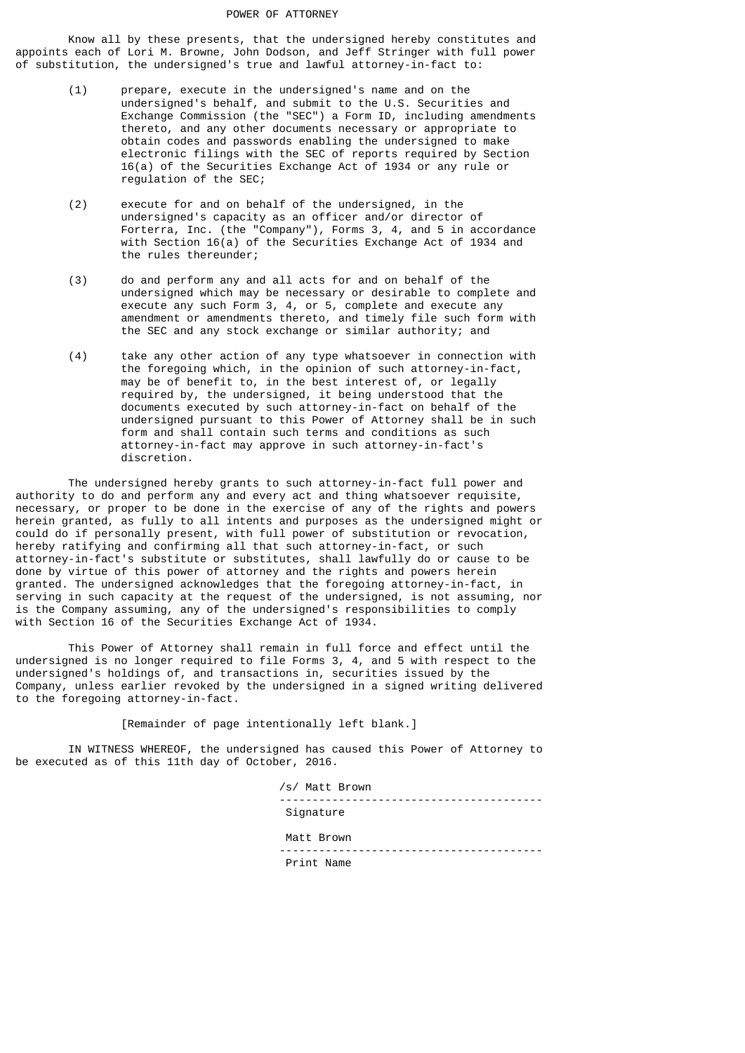# POWER OF ATTORNEY

Know all by these presents, that the undersigned hereby constitutes and appoints each of Lori M. Browne, John Dodson, and Jeff Stringer with full power of substitution, the undersigned's true and lawful attorney-in-fact to:

(1) prepare, execute in the undersigned's name and on the undersigned's behalf, and submit to the U.S. Securities and Exchange Commission (the "SEC") a Form ID, including amendments thereto, and any other documents necessary or appropriate to obtain codes and passwords enabling the undersigned to make electronic filings with the SEC of reports required by Section 16(a) of the Securities Exchange Act of 1934 or any rule or regulation of the SEC;

(2) execute for and on behalf of the undersigned, in the undersigned's capacity as an officer and/or director of Forterra, Inc. (the "Company"), Forms 3, 4, and 5 in accordance with Section 16(a) of the Securities Exchange Act of 1934 and the rules thereunder;

(3) do and perform any and all acts for and on behalf of the undersigned which may be necessary or desirable to complete and execute any such Form 3, 4, or 5, complete and execute any amendment or amendments thereto, and timely file such form with the SEC and any stock exchange or similar authority; and

(4) take any other action of any type whatsoever in connection with the foregoing which, in the opinion of such attorney-in-fact, may be of benefit to, in the best interest of, or legally required by, the undersigned, it being understood that the documents executed by such attorney-in-fact on behalf of the undersigned pursuant to this Power of Attorney shall be in such form and shall contain such terms and conditions as such attorney-in-fact may approve in such attorney-in-fact's discretion.

The undersigned hereby grants to such attorney-in-fact full power and authority to do and perform any and every act and thing whatsoever requisite, necessary, or proper to be done in the exercise of any of the rights and powers herein granted, as fully to all intents and purposes as the undersigned might or could do if personally present, with full power of substitution or revocation, hereby ratifying and confirming all that such attorney-in-fact, or such attorney-in-fact's substitute or substitutes, shall lawfully do or cause to be done by virtue of this power of attorney and the rights and powers herein granted. The undersigned acknowledges that the foregoing attorney-in-fact, in serving in such capacity at the request of the undersigned, is not assuming, nor is the Company assuming, any of the undersigned's responsibilities to comply with Section 16 of the Securities Exchange Act of 1934.

This Power of Attorney shall remain in full force and effect until the undersigned is no longer required to file Forms 3, 4, and 5 with respect to the undersigned's holdings of, and transactions in, securities issued by the Company, unless earlier revoked by the undersigned in a signed writing delivered to the foregoing attorney-in-fact.

[Remainder of page intentionally left blank.]

IN WITNESS WHEREOF, the undersigned has caused this Power of Attorney to be executed as of this 11th day of October, 2016.

/s/ Matt Brown

---------------------------------------

Signature

Matt Brown

---------------------------------------

Print Name